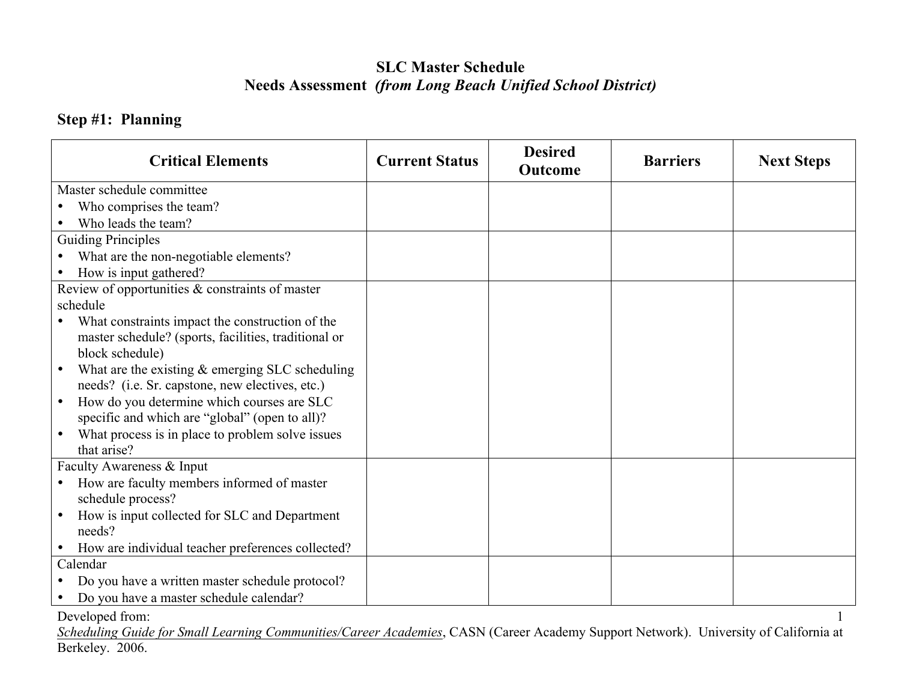# SLC Master Schedule

## Needs Assessment *(from Long Beach Unified School District)*

### Step #1: Planning

| Critical Elements | Current Status | Desired Outcome | Barriers | Next Steps |
|---|---|---|---|---|
| Master schedule committee<br>• Who comprises the team?<br>• Who leads the team? | | | | |
| Guiding Principles<br>• What are the non-negotiable elements?<br>• How is input gathered? | | | | |
| Review of opportunities & constraints of master schedule<br>• What constraints impact the construction of the master schedule? (sports, facilities, traditional or block schedule)<br>• What are the existing & emerging SLC scheduling needs? (i.e. Sr. capstone, new electives, etc.)<br>• How do you determine which courses are SLC specific and which are "global" (open to all)?<br>• What process is in place to problem solve issues that arise? | | | | |
| Faculty Awareness & Input<br>• How are faculty members informed of master schedule process?<br>• How is input collected for SLC and Department needs?<br>• How are individual teacher preferences collected? | | | | |
| Calendar<br>• Do you have a written master schedule protocol?<br>• Do you have a master schedule calendar? | | | | |

Developed from:
<u>Scheduling Guide for Small Learning Communities/Career Academies</u>, CASN (Career Academy Support Network). University of California at Berkeley. 2006.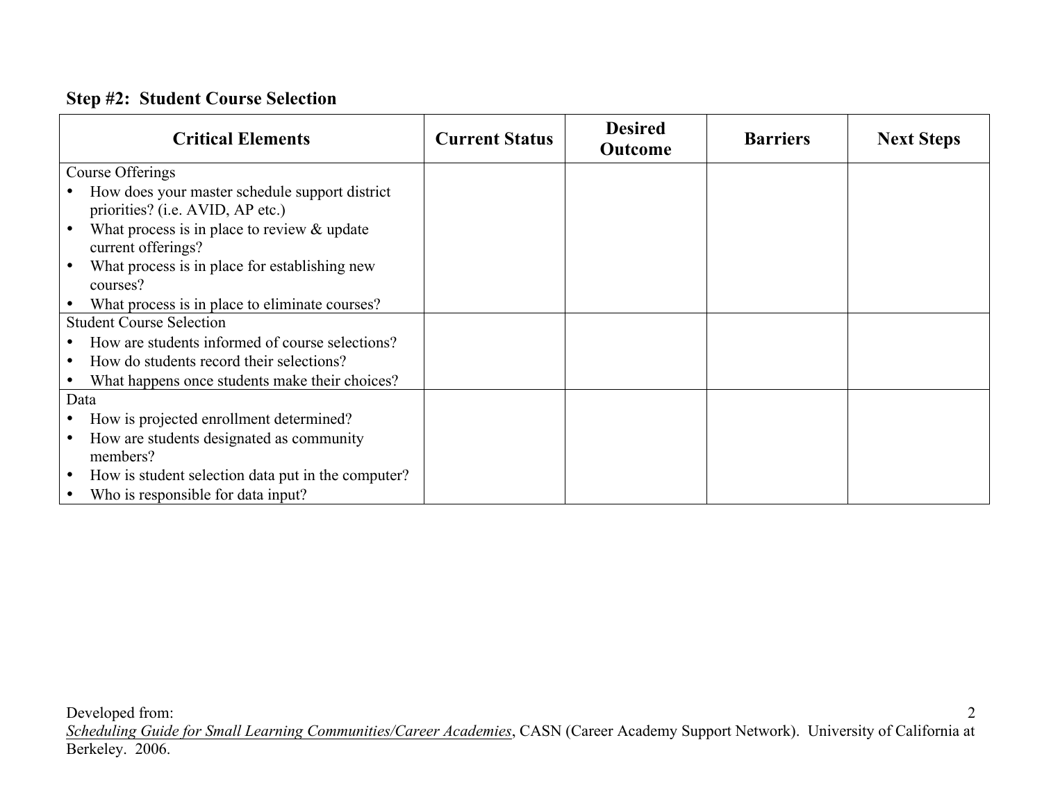### Step #2: Student Course Selection

| Critical Elements | Current Status | Desired Outcome | Barriers | Next Steps |
|---|---|---|---|---|
| Course Offerings<br>• How does your master schedule support district priorities? (i.e. AVID, AP etc.)<br>• What process is in place to review & update current offerings?<br>• What process is in place for establishing new courses?<br>• What process is in place to eliminate courses? | | | | |
| Student Course Selection<br>• How are students informed of course selections?<br>• How do students record their selections?<br>• What happens once students make their choices? | | | | |
| Data<br>• How is projected enrollment determined?<br>• How are students designated as community members?<br>• How is student selection data put in the computer?<br>• Who is responsible for data input? | | | | |

Developed from:
Scheduling Guide for Small Learning Communities/Career Academies, CASN (Career Academy Support Network). University of California at Berkeley. 2006.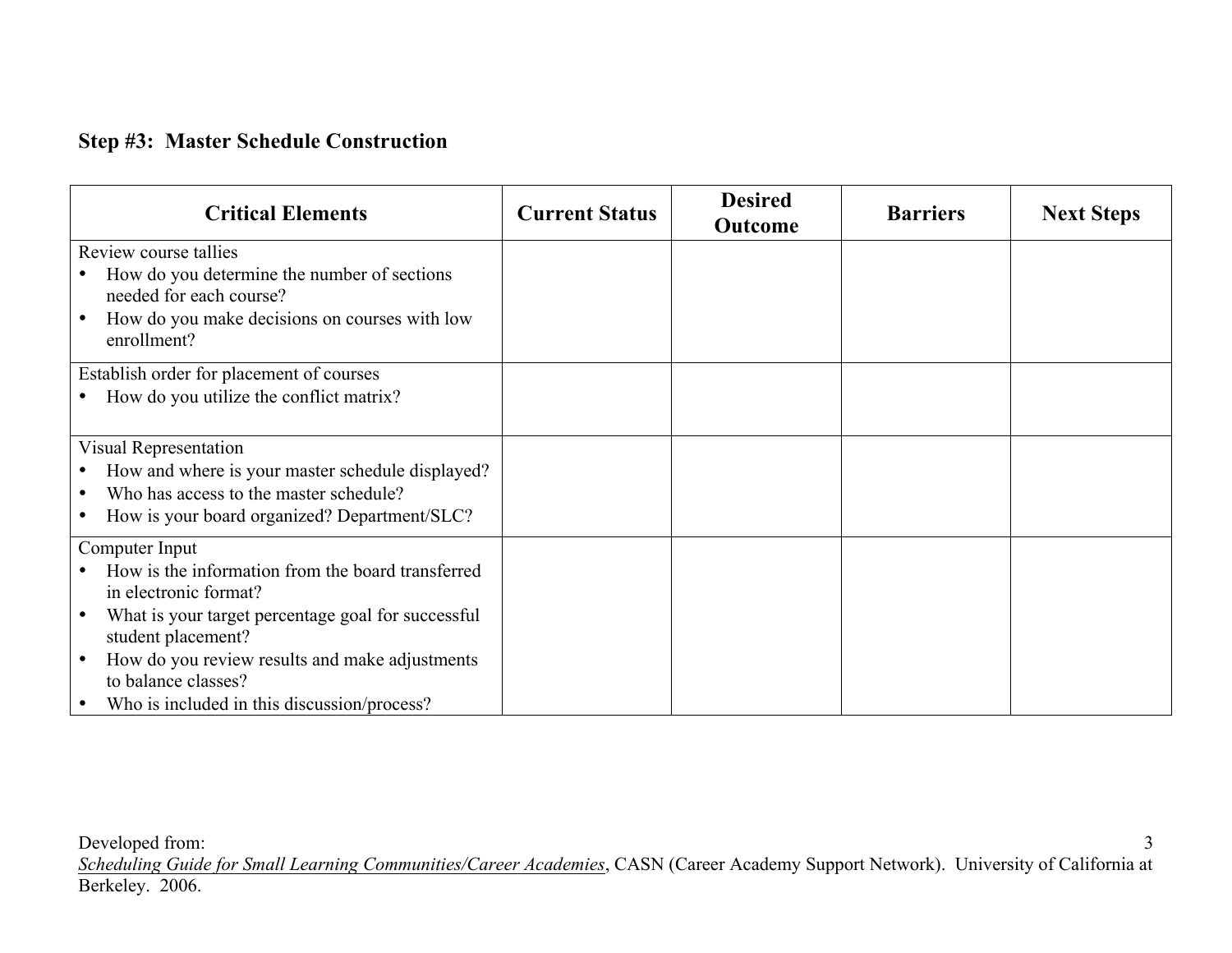## Step #3: Master Schedule Construction

| Critical Elements | Current Status | Desired Outcome | Barriers | Next Steps |
|---|---|---|---|---|
| Review course tallies<br>• How do you determine the number of sections needed for each course?<br>• How do you make decisions on courses with low enrollment? | | | | |
| Establish order for placement of courses<br>• How do you utilize the conflict matrix? | | | | |
| Visual Representation<br>• How and where is your master schedule displayed?<br>• Who has access to the master schedule?<br>• How is your board organized? Department/SLC? | | | | |
| Computer Input<br>• How is the information from the board transferred in electronic format?<br>• What is your target percentage goal for successful student placement?<br>• How do you review results and make adjustments to balance classes?<br>• Who is included in this discussion/process? | | | | |

Developed from:
*Scheduling Guide for Small Learning Communities/Career Academies*, CASN (Career Academy Support Network). University of California at Berkeley. 2006.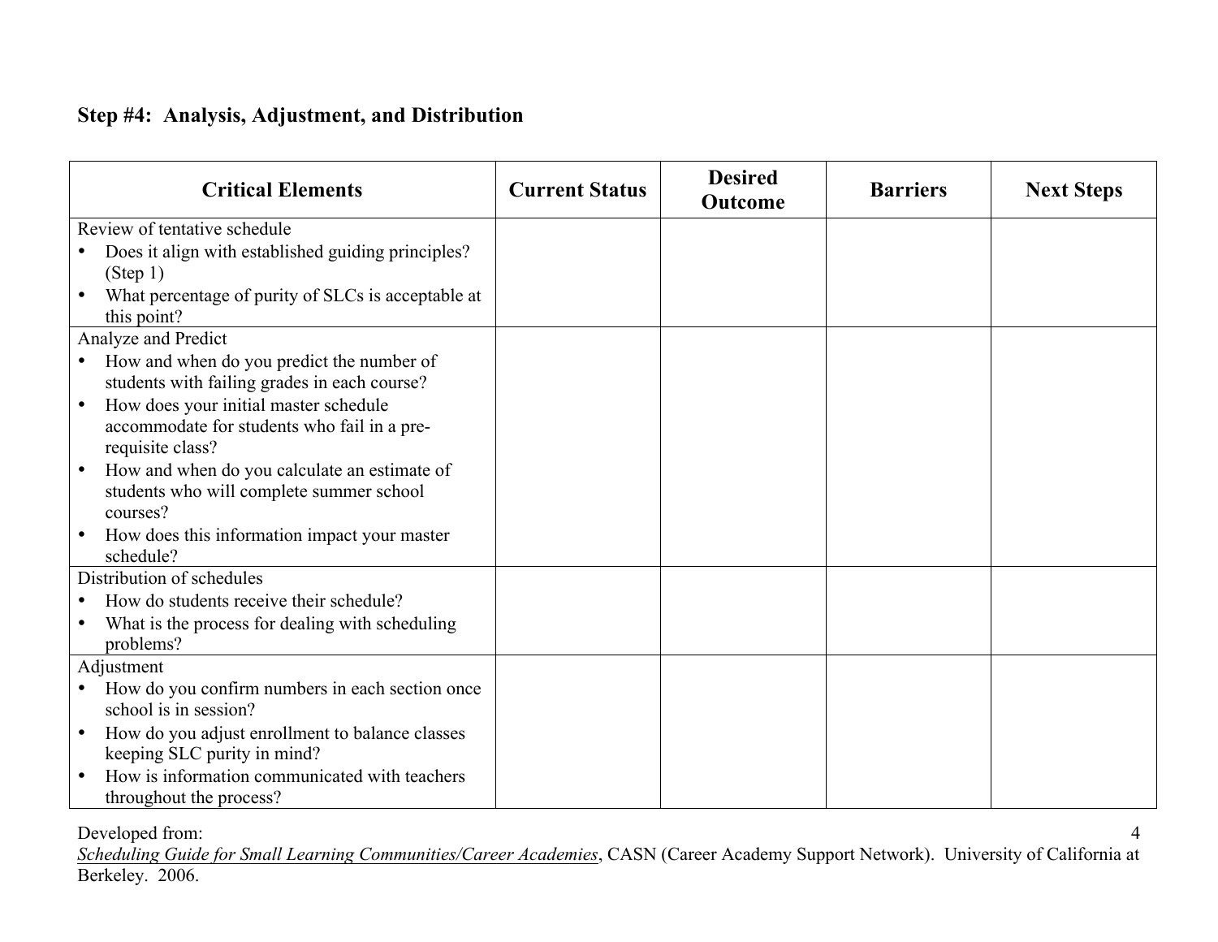## Step #4: Analysis, Adjustment, and Distribution

| Critical Elements | Current Status | Desired Outcome | Barriers | Next Steps |
|---|---|---|---|---|
| Review of tentative schedule<br>• Does it align with established guiding principles? (Step 1)<br>• What percentage of purity of SLCs is acceptable at this point? | | | | |
| Analyze and Predict<br>• How and when do you predict the number of students with failing grades in each course?<br>• How does your initial master schedule accommodate for students who fail in a pre-requisite class?<br>• How and when do you calculate an estimate of students who will complete summer school courses?<br>• How does this information impact your master schedule? | | | | |
| Distribution of schedules<br>• How do students receive their schedule?<br>• What is the process for dealing with scheduling problems? | | | | |
| Adjustment<br>• How do you confirm numbers in each section once school is in session?<br>• How do you adjust enrollment to balance classes keeping SLC purity in mind?<br>• How is information communicated with teachers throughout the process? | | | | |

Developed from:
*Scheduling Guide for Small Learning Communities/Career Academies*, CASN (Career Academy Support Network). University of California at Berkeley. 2006.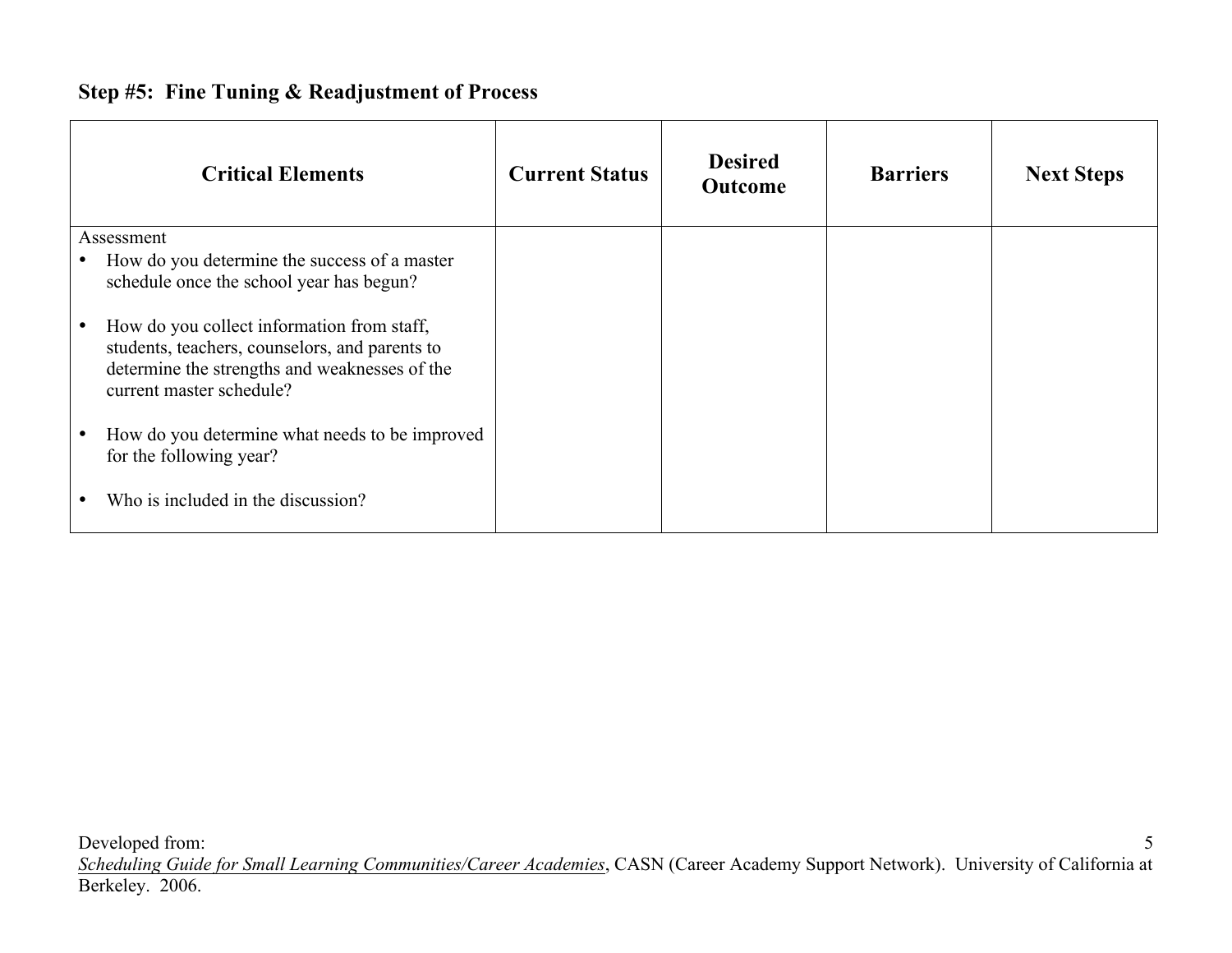## Step #5: Fine Tuning & Readjustment of Process

| Critical Elements | Current Status | Desired Outcome | Barriers | Next Steps |
|---|---|---|---|---|
| Assessment<br>• How do you determine the success of a master schedule once the school year has begun?<br><br>• How do you collect information from staff, students, teachers, counselors, and parents to determine the strengths and weaknesses of the current master schedule?<br><br>• How do you determine what needs to be improved for the following year?<br><br>• Who is included in the discussion? | | | | |

Developed from:
<u>*Scheduling Guide for Small Learning Communities/Career Academies*</u>, CASN (Career Academy Support Network). University of California at Berkeley. 2006.